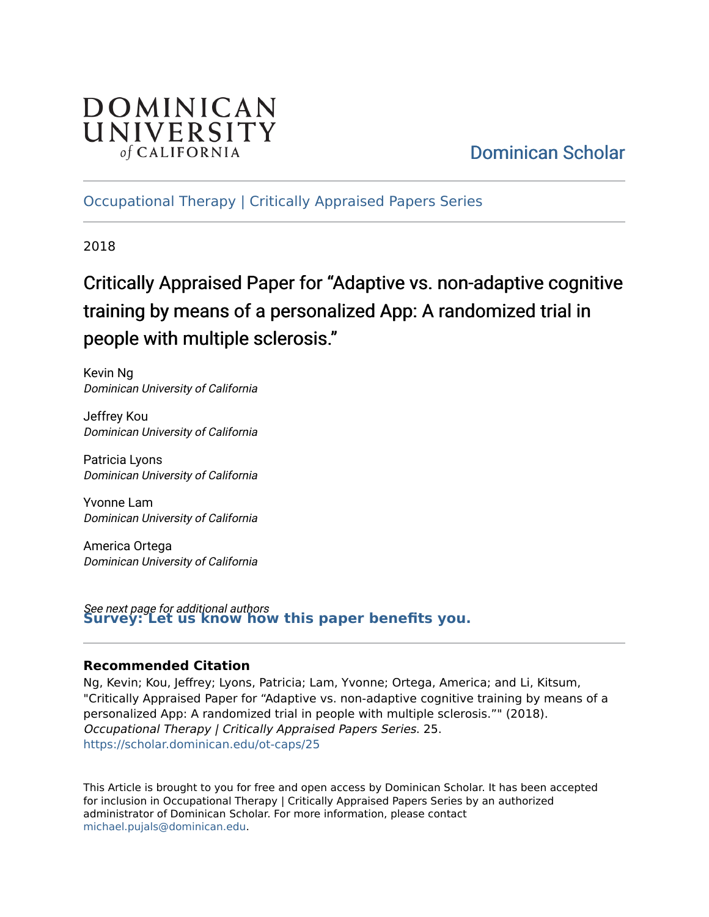Dominican University of California

Dominican Scholar

Occupational Therapy | Critically Appraised Papers Series

2018

# Critically Appraised Paper for "Adaptive vs. non-adaptive cognitive training by means of a personalized App: A randomized trial in people with multiple sclerosis."

Kevin Ng
*Dominican University of California*

Jeffrey Kou
*Dominican University of California*

Patricia Lyons
*Dominican University of California*

Yvonne Lam
*Dominican University of California*

America Ortega
*Dominican University of California*

*See next page for additional authors*

**Survey: Let us know how this paper benefits you.**

### Recommended Citation

Ng, Kevin; Kou, Jeffrey; Lyons, Patricia; Lam, Yvonne; Ortega, America; and Li, Kitsum, "Critically Appraised Paper for "Adaptive vs. non-adaptive cognitive training by means of a personalized App: A randomized trial in people with multiple sclerosis."" (2018). *Occupational Therapy | Critically Appraised Papers Series*. 25.
https://scholar.dominican.edu/ot-caps/25

This Article is brought to you for free and open access by Dominican Scholar. It has been accepted for inclusion in Occupational Therapy | Critically Appraised Papers Series by an authorized administrator of Dominican Scholar. For more information, please contact michael.pujals@dominican.edu.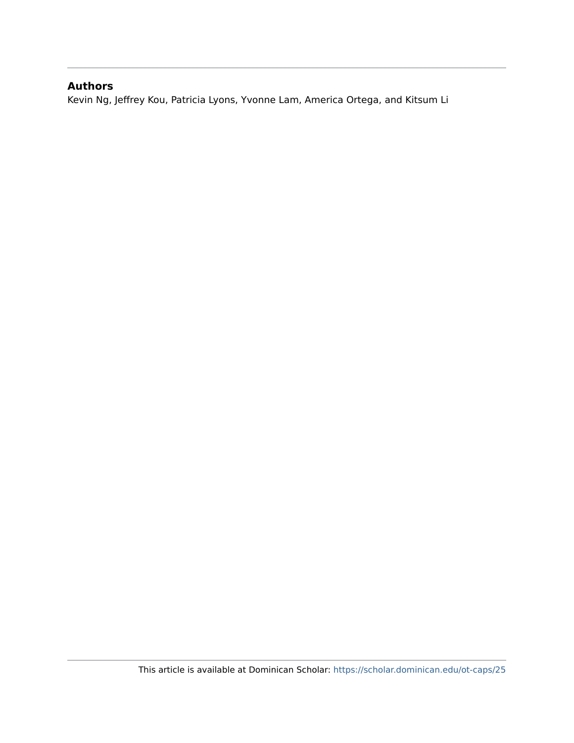### Authors

Kevin Ng, Jeffrey Kou, Patricia Lyons, Yvonne Lam, America Ortega, and Kitsum Li

This article is available at Dominican Scholar: https://scholar.dominican.edu/ot-caps/25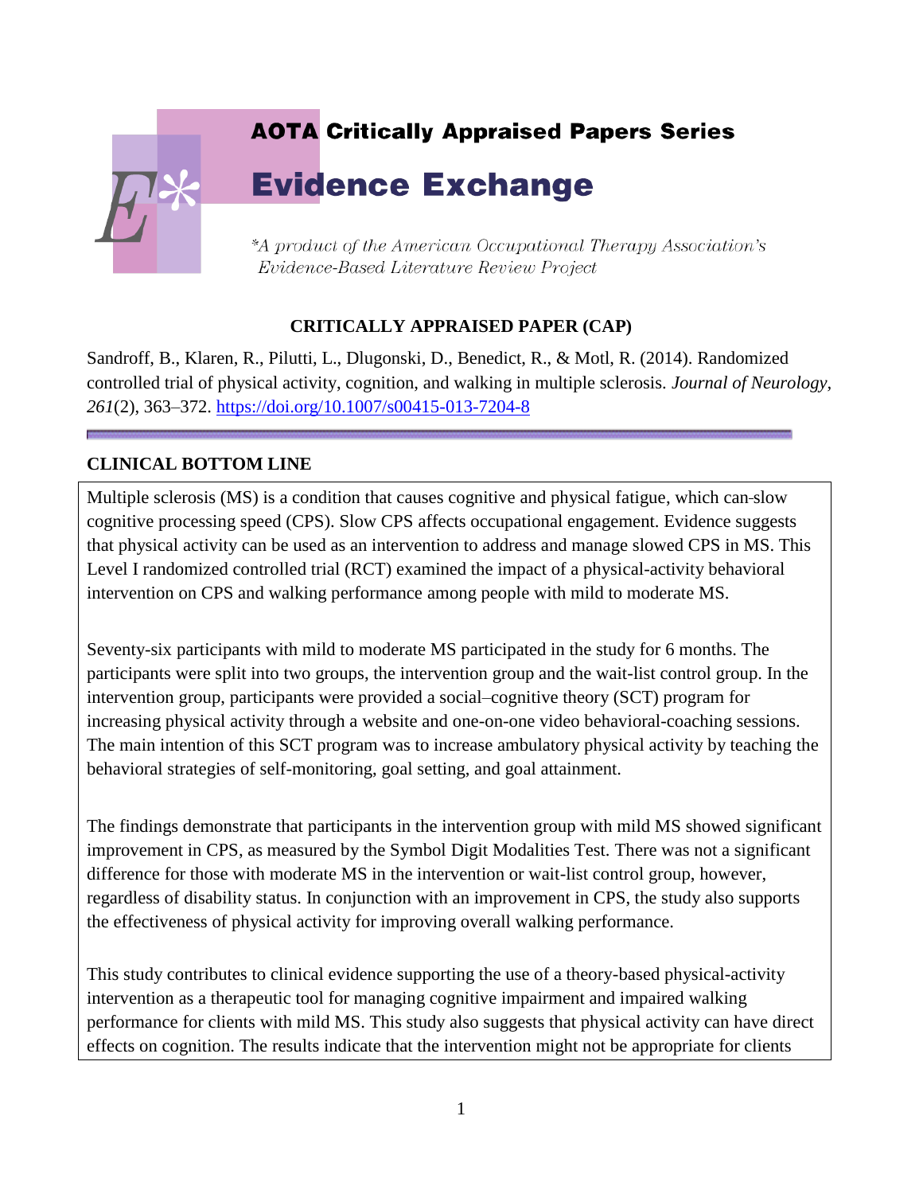AOTA Critically Appraised Papers Series

# Evidence Exchange

*A product of the American Occupational Therapy Association's Evidence-Based Literature Review Project*

## CRITICALLY APPRAISED PAPER (CAP)

Sandroff, B., Klaren, R., Pilutti, L., Dlugonski, D., Benedict, R., & Motl, R. (2014). Randomized controlled trial of physical activity, cognition, and walking in multiple sclerosis. *Journal of Neurology*, *261*(2), 363–372. https://doi.org/10.1007/s00415-013-7204-8

## CLINICAL BOTTOM LINE

Multiple sclerosis (MS) is a condition that causes cognitive and physical fatigue, which can slow cognitive processing speed (CPS). Slow CPS affects occupational engagement. Evidence suggests that physical activity can be used as an intervention to address and manage slowed CPS in MS. This Level I randomized controlled trial (RCT) examined the impact of a physical-activity behavioral intervention on CPS and walking performance among people with mild to moderate MS.

Seventy-six participants with mild to moderate MS participated in the study for 6 months. The participants were split into two groups, the intervention group and the wait-list control group. In the intervention group, participants were provided a social–cognitive theory (SCT) program for increasing physical activity through a website and one-on-one video behavioral-coaching sessions. The main intention of this SCT program was to increase ambulatory physical activity by teaching the behavioral strategies of self-monitoring, goal setting, and goal attainment.

The findings demonstrate that participants in the intervention group with mild MS showed significant improvement in CPS, as measured by the Symbol Digit Modalities Test. There was not a significant difference for those with moderate MS in the intervention or wait-list control group, however, regardless of disability status. In conjunction with an improvement in CPS, the study also supports the effectiveness of physical activity for improving overall walking performance.

This study contributes to clinical evidence supporting the use of a theory-based physical-activity intervention as a therapeutic tool for managing cognitive impairment and impaired walking performance for clients with mild MS. This study also suggests that physical activity can have direct effects on cognition. The results indicate that the intervention might not be appropriate for clients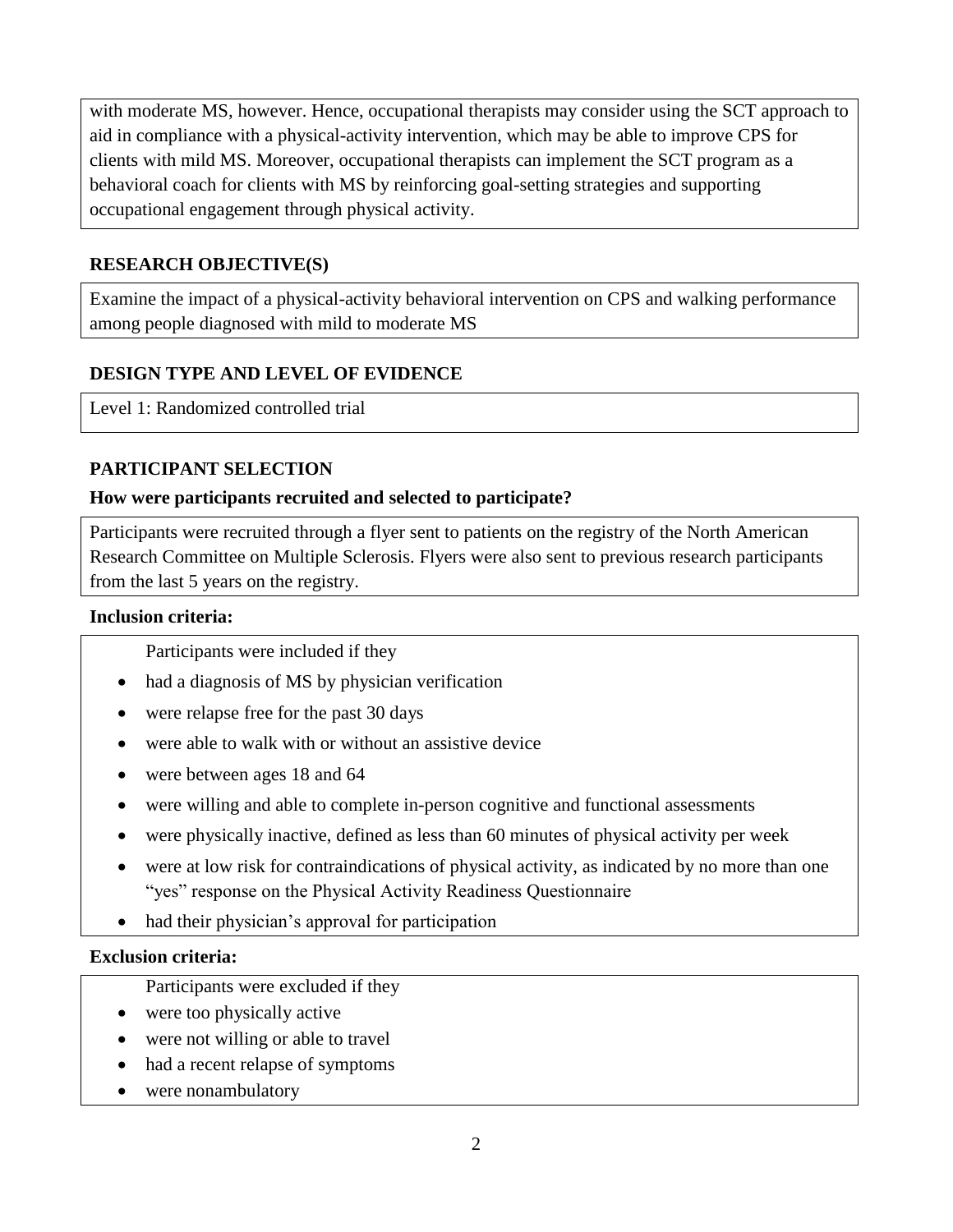with moderate MS, however. Hence, occupational therapists may consider using the SCT approach to aid in compliance with a physical-activity intervention, which may be able to improve CPS for clients with mild MS. Moreover, occupational therapists can implement the SCT program as a behavioral coach for clients with MS by reinforcing goal-setting strategies and supporting occupational engagement through physical activity.

## RESEARCH OBJECTIVE(S)

Examine the impact of a physical-activity behavioral intervention on CPS and walking performance among people diagnosed with mild to moderate MS

## DESIGN TYPE AND LEVEL OF EVIDENCE

Level 1: Randomized controlled trial

## PARTICIPANT SELECTION

### How were participants recruited and selected to participate?

Participants were recruited through a flyer sent to patients on the registry of the North American Research Committee on Multiple Sclerosis. Flyers were also sent to previous research participants from the last 5 years on the registry.

### Inclusion criteria:

Participants were included if they

- had a diagnosis of MS by physician verification
- were relapse free for the past 30 days
- were able to walk with or without an assistive device
- were between ages 18 and 64
- were willing and able to complete in-person cognitive and functional assessments
- were physically inactive, defined as less than 60 minutes of physical activity per week
- were at low risk for contraindications of physical activity, as indicated by no more than one "yes" response on the Physical Activity Readiness Questionnaire
- had their physician's approval for participation

### Exclusion criteria:

Participants were excluded if they

- were too physically active
- were not willing or able to travel
- had a recent relapse of symptoms
- were nonambulatory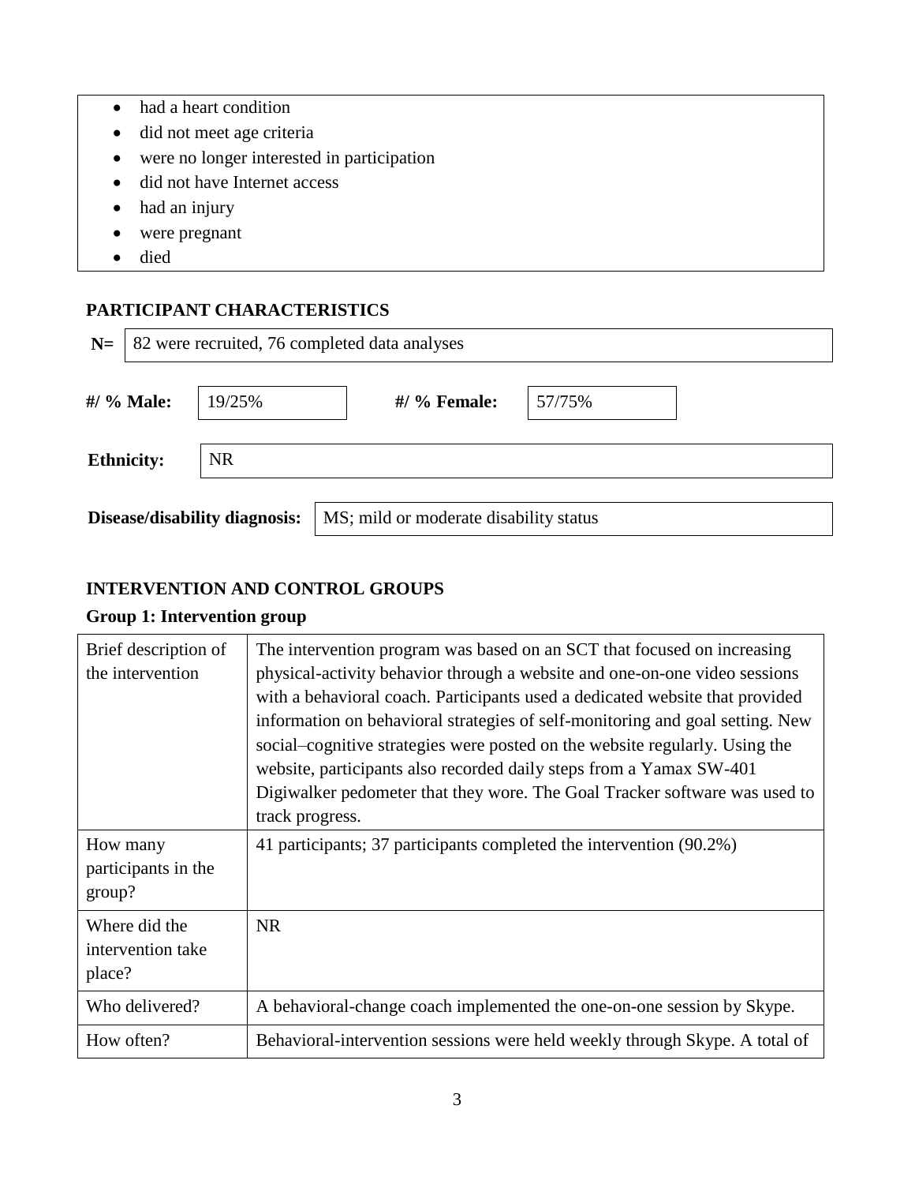- had a heart condition
- did not meet age criteria
- were no longer interested in participation
- did not have Internet access
- had an injury
- were pregnant
- died

## PARTICIPANT CHARACTERISTICS

**N=** 82 were recruited, 76 completed data analyses

**#/ % Male:** 19/25% **#/ % Female:** 57/75%

**Ethnicity:** NR

**Disease/disability diagnosis:** MS; mild or moderate disability status

## INTERVENTION AND CONTROL GROUPS

### Group 1: Intervention group

| | |
|---|---|
| Brief description of the intervention | The intervention program was based on an SCT that focused on increasing physical-activity behavior through a website and one-on-one video sessions with a behavioral coach. Participants used a dedicated website that provided information on behavioral strategies of self-monitoring and goal setting. New social–cognitive strategies were posted on the website regularly. Using the website, participants also recorded daily steps from a Yamax SW-401 Digiwalker pedometer that they wore. The Goal Tracker software was used to track progress. |
| How many participants in the group? | 41 participants; 37 participants completed the intervention (90.2%) |
| Where did the intervention take place? | NR |
| Who delivered? | A behavioral-change coach implemented the one-on-one session by Skype. |
| How often? | Behavioral-intervention sessions were held weekly through Skype. A total of |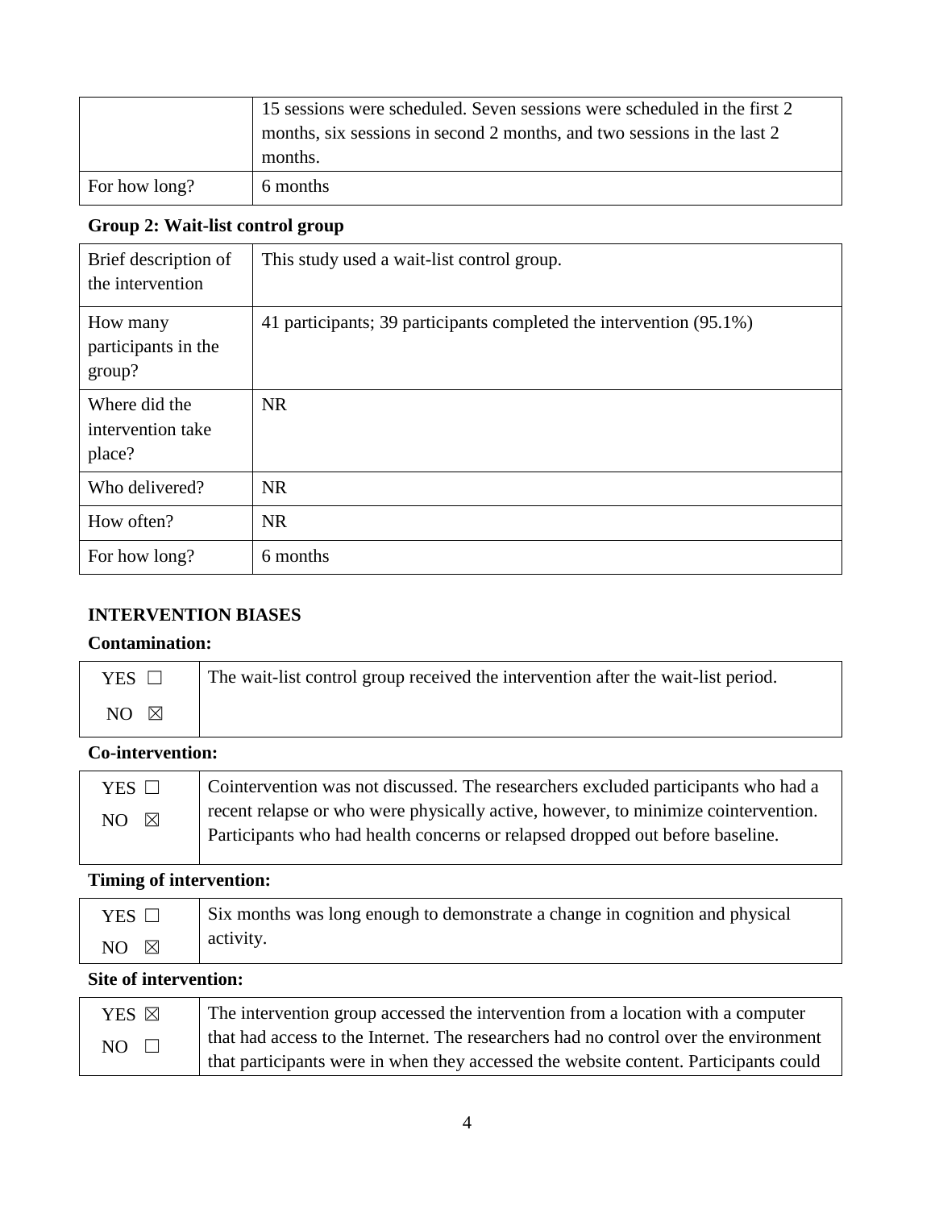|  |  |
|---|---|
|  | 15 sessions were scheduled. Seven sessions were scheduled in the first 2 months, six sessions in second 2 months, and two sessions in the last 2 months. |
| For how long? | 6 months |

**Group 2: Wait-list control group**

|  |  |
|---|---|
| Brief description of the intervention | This study used a wait-list control group. |
| How many participants in the group? | 41 participants; 39 participants completed the intervention (95.1%) |
| Where did the intervention take place? | NR |
| Who delivered? | NR |
| How often? | NR |
| For how long? | 6 months |

**INTERVENTION BIASES**

**Contamination:**

|  |  |
|---|---|
| YES ☐<br>NO ☒ | The wait-list control group received the intervention after the wait-list period. |

**Co-intervention:**

|  |  |
|---|---|
| YES ☐<br>NO ☒ | Cointervention was not discussed. The researchers excluded participants who had a recent relapse or who were physically active, however, to minimize cointervention. Participants who had health concerns or relapsed dropped out before baseline. |

**Timing of intervention:**

|  |  |
|---|---|
| YES ☐<br>NO ☒ | Six months was long enough to demonstrate a change in cognition and physical activity. |

**Site of intervention:**

|  |  |
|---|---|
| YES ☒<br>NO ☐ | The intervention group accessed the intervention from a location with a computer that had access to the Internet. The researchers had no control over the environment that participants were in when they accessed the website content. Participants could |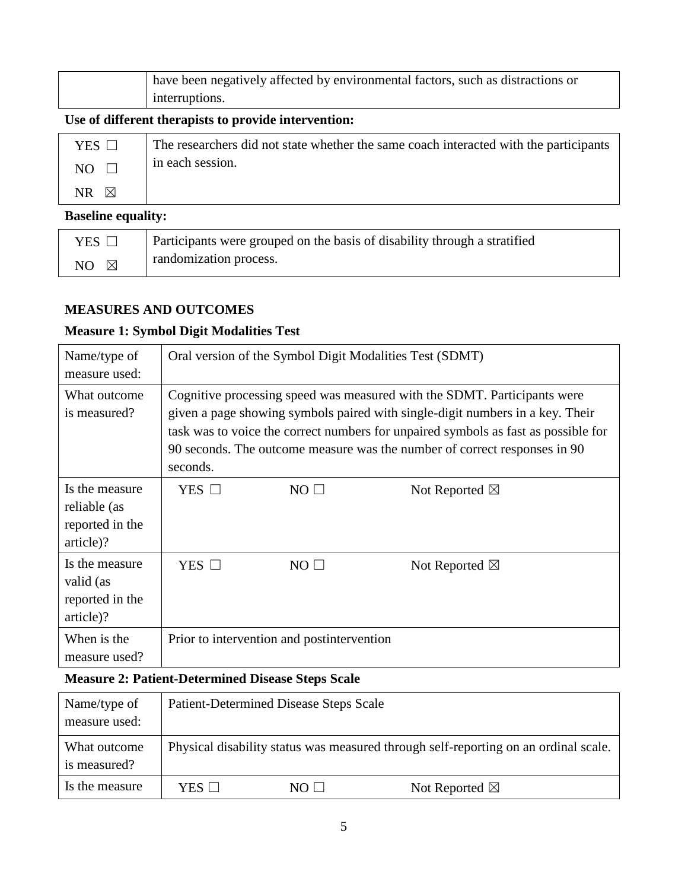| | |
|---|---|
| | have been negatively affected by environmental factors, such as distractions or interruptions. |

**Use of different therapists to provide intervention:**

| | |
|---|---|
| YES ☐<br>NO ☐<br>NR ☒ | The researchers did not state whether the same coach interacted with the participants in each session. |

**Baseline equality:**

| | |
|---|---|
| YES ☐<br>NO ☒ | Participants were grouped on the basis of disability through a stratified randomization process. |

**MEASURES AND OUTCOMES**

**Measure 1: Symbol Digit Modalities Test**

| | | | |
|---|---|---|---|
| Name/type of measure used: | Oral version of the Symbol Digit Modalities Test (SDMT) | | |
| What outcome is measured? | Cognitive processing speed was measured with the SDMT. Participants were given a page showing symbols paired with single-digit numbers in a key. Their task was to voice the correct numbers for unpaired symbols as fast as possible for 90 seconds. The outcome measure was the number of correct responses in 90 seconds. | | |
| Is the measure reliable (as reported in the article)? | YES ☐ | NO ☐ | Not Reported ☒ |
| Is the measure valid (as reported in the article)? | YES ☐ | NO ☐ | Not Reported ☒ |
| When is the measure used? | Prior to intervention and postintervention | | |

**Measure 2: Patient-Determined Disease Steps Scale**

| | | | |
|---|---|---|---|
| Name/type of measure used: | Patient-Determined Disease Steps Scale | | |
| What outcome is measured? | Physical disability status was measured through self-reporting on an ordinal scale. | | |
| Is the measure | YES ☐ | NO ☐ | Not Reported ☒ |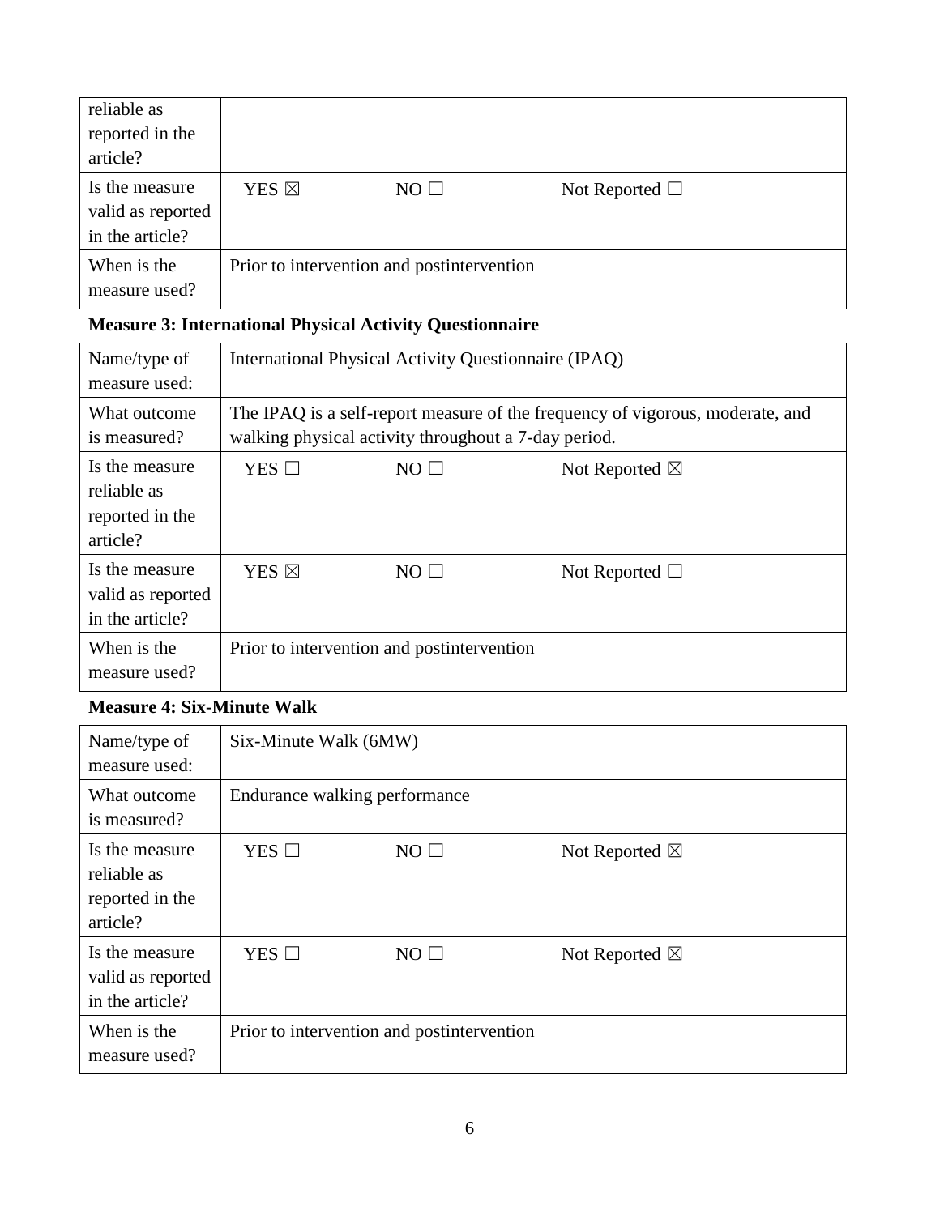| reliable as reported in the article? | |
|---|---|
| Is the measure valid as reported in the article? | YES ☒ NO ☐ Not Reported ☐ |
| When is the measure used? | Prior to intervention and postintervention |

**Measure 3: International Physical Activity Questionnaire**

| Name/type of measure used: | International Physical Activity Questionnaire (IPAQ) |
|---|---|
| What outcome is measured? | The IPAQ is a self-report measure of the frequency of vigorous, moderate, and walking physical activity throughout a 7-day period. |
| Is the measure reliable as reported in the article? | YES ☐ NO ☐ Not Reported ☒ |
| Is the measure valid as reported in the article? | YES ☒ NO ☐ Not Reported ☐ |
| When is the measure used? | Prior to intervention and postintervention |

**Measure 4: Six-Minute Walk**

| Name/type of measure used: | Six-Minute Walk (6MW) |
|---|---|
| What outcome is measured? | Endurance walking performance |
| Is the measure reliable as reported in the article? | YES ☐ NO ☐ Not Reported ☒ |
| Is the measure valid as reported in the article? | YES ☐ NO ☐ Not Reported ☒ |
| When is the measure used? | Prior to intervention and postintervention |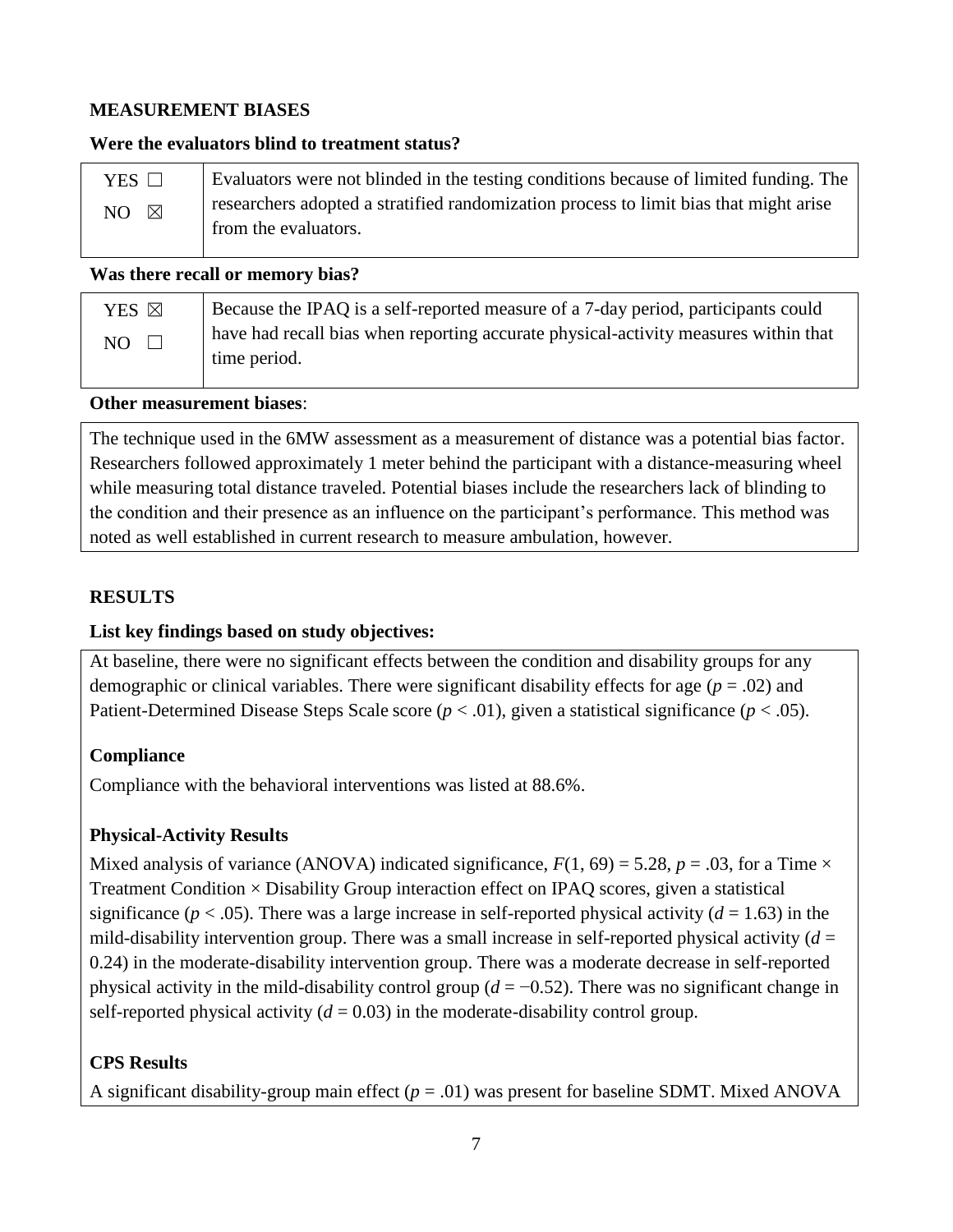## MEASUREMENT BIASES

### Were the evaluators blind to treatment status?

| | |
|---|---|
| YES ☐<br>NO ☒ | Evaluators were not blinded in the testing conditions because of limited funding. The researchers adopted a stratified randomization process to limit bias that might arise from the evaluators. |

### Was there recall or memory bias?

| | |
|---|---|
| YES ☒<br>NO ☐ | Because the IPAQ is a self-reported measure of a 7-day period, participants could have had recall bias when reporting accurate physical-activity measures within that time period. |

### Other measurement biases:

The technique used in the 6MW assessment as a measurement of distance was a potential bias factor. Researchers followed approximately 1 meter behind the participant with a distance-measuring wheel while measuring total distance traveled. Potential biases include the researchers lack of blinding to the condition and their presence as an influence on the participant's performance. This method was noted as well established in current research to measure ambulation, however.

## RESULTS

### List key findings based on study objectives:

At baseline, there were no significant effects between the condition and disability groups for any demographic or clinical variables. There were significant disability effects for age ($p = .02$) and Patient-Determined Disease Steps Scale score ($p < .01$), given a statistical significance ($p < .05$).

**Compliance**

Compliance with the behavioral interventions was listed at 88.6%.

**Physical-Activity Results**

Mixed analysis of variance (ANOVA) indicated significance, $F(1, 69) = 5.28$, $p = .03$, for a Time × Treatment Condition × Disability Group interaction effect on IPAQ scores, given a statistical significance ($p < .05$). There was a large increase in self-reported physical activity ($d = 1.63$) in the mild-disability intervention group. There was a small increase in self-reported physical activity ($d = 0.24$) in the moderate-disability intervention group. There was a moderate decrease in self-reported physical activity in the mild-disability control group ($d = -0.52$). There was no significant change in self-reported physical activity ($d = 0.03$) in the moderate-disability control group.

**CPS Results**

A significant disability-group main effect ($p = .01$) was present for baseline SDMT. Mixed ANOVA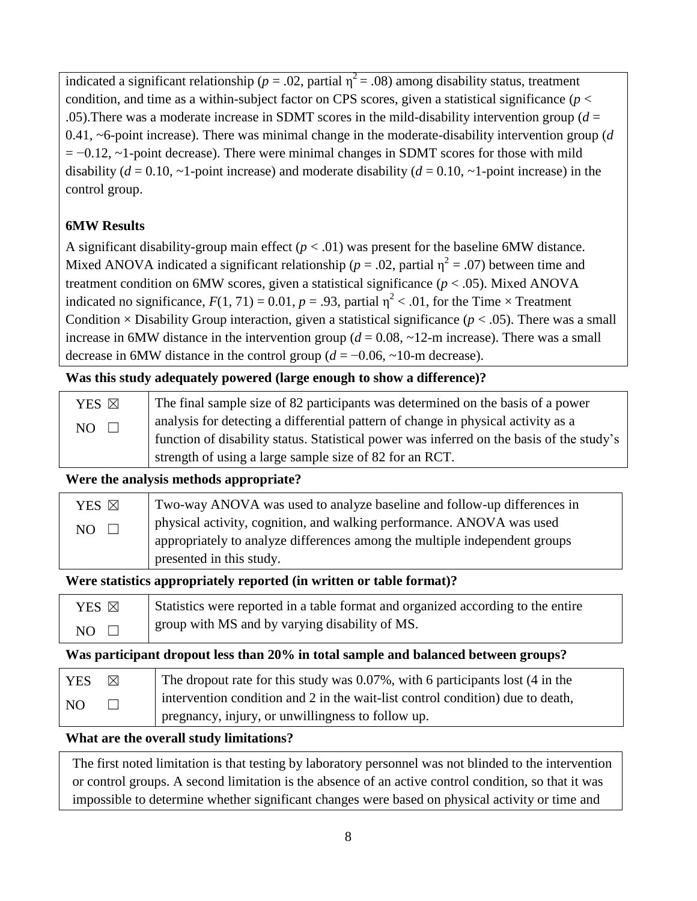indicated a significant relationship ($p = .02$, partial $\eta^2 = .08$) among disability status, treatment condition, and time as a within-subject factor on CPS scores, given a statistical significance ($p < .05$).There was a moderate increase in SDMT scores in the mild-disability intervention group ($d = 0.41$, ~6-point increase). There was minimal change in the moderate-disability intervention group ($d = -0.12$, ~1-point decrease). There were minimal changes in SDMT scores for those with mild disability ($d = 0.10$, ~1-point increase) and moderate disability ($d = 0.10$, ~1-point increase) in the control group.

**6MW Results**

A significant disability-group main effect ($p < .01$) was present for the baseline 6MW distance. Mixed ANOVA indicated a significant relationship ($p = .02$, partial $\eta^2 = .07$) between time and treatment condition on 6MW scores, given a statistical significance ($p < .05$). Mixed ANOVA indicated no significance, $F(1, 71) = 0.01$, $p = .93$, partial $\eta^2 < .01$, for the Time × Treatment Condition × Disability Group interaction, given a statistical significance ($p < .05$). There was a small increase in 6MW distance in the intervention group ($d = 0.08$, ~12-m increase). There was a small decrease in 6MW distance in the control group ($d = -0.06$, ~10-m decrease).

**Was this study adequately powered (large enough to show a difference)?**

| | |
|---|---|
| YES ☒<br>NO ☐ | The final sample size of 82 participants was determined on the basis of a power analysis for detecting a differential pattern of change in physical activity as a function of disability status. Statistical power was inferred on the basis of the study's strength of using a large sample size of 82 for an RCT. |

**Were the analysis methods appropriate?**

| | |
|---|---|
| YES ☒<br>NO ☐ | Two-way ANOVA was used to analyze baseline and follow-up differences in physical activity, cognition, and walking performance. ANOVA was used appropriately to analyze differences among the multiple independent groups presented in this study. |

**Were statistics appropriately reported (in written or table format)?**

| | |
|---|---|
| YES ☒<br>NO ☐ | Statistics were reported in a table format and organized according to the entire group with MS and by varying disability of MS. |

**Was participant dropout less than 20% in total sample and balanced between groups?**

| | |
|---|---|
| YES ☒<br>NO ☐ | The dropout rate for this study was 0.07%, with 6 participants lost (4 in the intervention condition and 2 in the wait-list control condition) due to death, pregnancy, injury, or unwillingness to follow up. |

**What are the overall study limitations?**

The first noted limitation is that testing by laboratory personnel was not blinded to the intervention or control groups. A second limitation is the absence of an active control condition, so that it was impossible to determine whether significant changes were based on physical activity or time and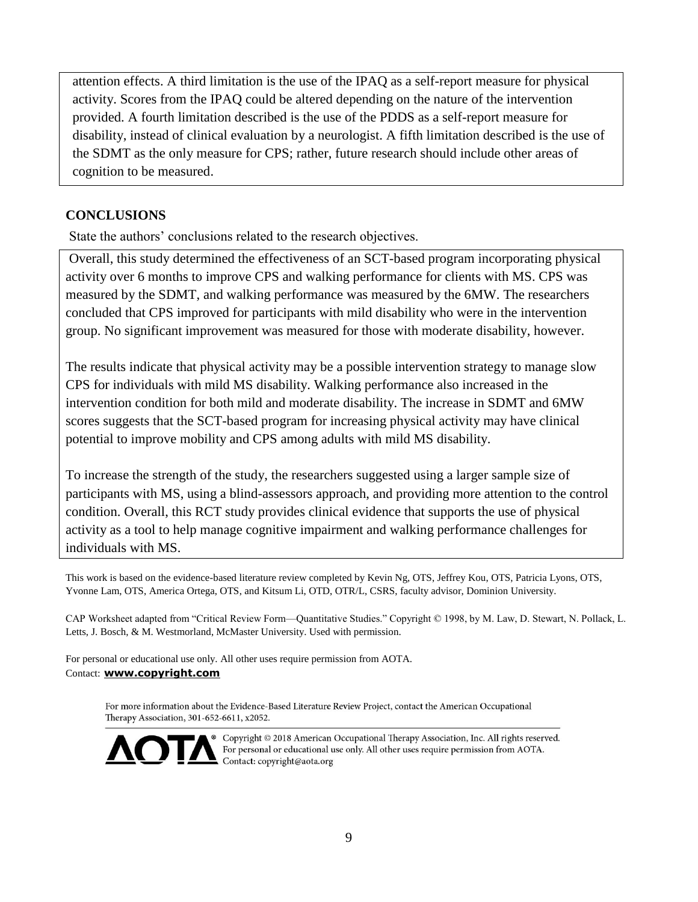attention effects. A third limitation is the use of the IPAQ as a self-report measure for physical activity. Scores from the IPAQ could be altered depending on the nature of the intervention provided. A fourth limitation described is the use of the PDDS as a self-report measure for disability, instead of clinical evaluation by a neurologist. A fifth limitation described is the use of the SDMT as the only measure for CPS; rather, future research should include other areas of cognition to be measured.

## CONCLUSIONS

State the authors' conclusions related to the research objectives.

Overall, this study determined the effectiveness of an SCT-based program incorporating physical activity over 6 months to improve CPS and walking performance for clients with MS. CPS was measured by the SDMT, and walking performance was measured by the 6MW. The researchers concluded that CPS improved for participants with mild disability who were in the intervention group. No significant improvement was measured for those with moderate disability, however.

The results indicate that physical activity may be a possible intervention strategy to manage slow CPS for individuals with mild MS disability. Walking performance also increased in the intervention condition for both mild and moderate disability. The increase in SDMT and 6MW scores suggests that the SCT-based program for increasing physical activity may have clinical potential to improve mobility and CPS among adults with mild MS disability.

To increase the strength of the study, the researchers suggested using a larger sample size of participants with MS, using a blind-assessors approach, and providing more attention to the control condition. Overall, this RCT study provides clinical evidence that supports the use of physical activity as a tool to help manage cognitive impairment and walking performance challenges for individuals with MS.

This work is based on the evidence-based literature review completed by Kevin Ng, OTS, Jeffrey Kou, OTS, Patricia Lyons, OTS, Yvonne Lam, OTS, America Ortega, OTS, and Kitsum Li, OTD, OTR/L, CSRS, faculty advisor, Dominion University.

CAP Worksheet adapted from "Critical Review Form—Quantitative Studies." Copyright © 1998, by M. Law, D. Stewart, N. Pollack, L. Letts, J. Bosch, & M. Westmorland, McMaster University. Used with permission.

For personal or educational use only. All other uses require permission from AOTA.
Contact: **www.copyright.com**

For more information about the Evidence-Based Literature Review Project, contact the American Occupational Therapy Association, 301-652-6611, x2052.

AOTA® Copyright © 2018 American Occupational Therapy Association, Inc. All rights reserved. For personal or educational use only. All other uses require permission from AOTA. Contact: copyright@aota.org